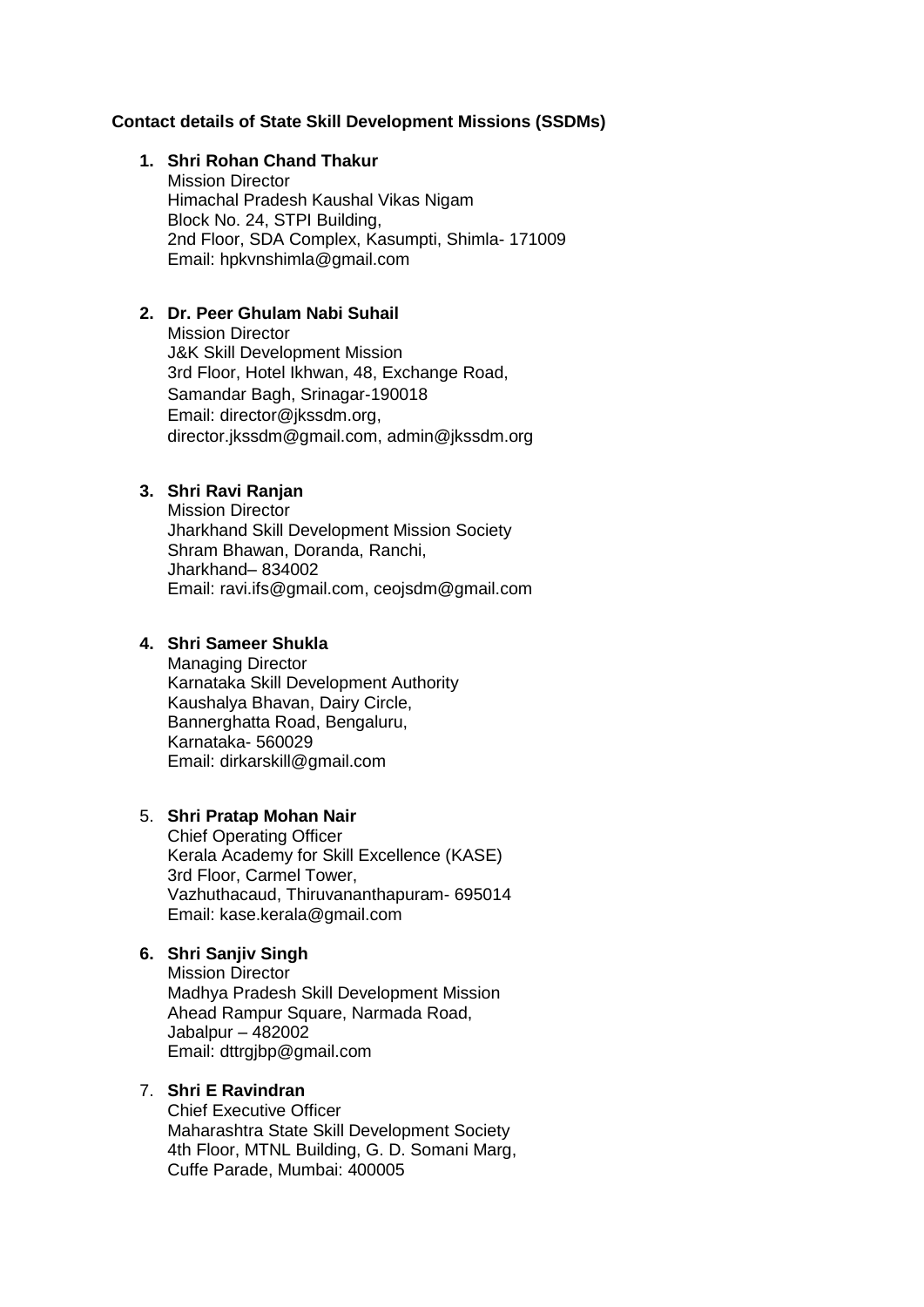**Contact details of State Skill Development Missions (SSDMs)**

1. **Shri Rohan Chand Thakur**
   Mission Director
   Himachal Pradesh Kaushal Vikas Nigam
   Block No. 24, STPI Building,
   2nd Floor, SDA Complex, Kasumpti, Shimla- 171009
   Email: hpkvnshimla@gmail.com

2. **Dr. Peer Ghulam Nabi Suhail**
   Mission Director
   J&K Skill Development Mission
   3rd Floor, Hotel Ikhwan, 48, Exchange Road,
   Samandar Bagh, Srinagar-190018
   Email: director@jkssdm.org,
   director.jkssdm@gmail.com, admin@jkssdm.org

3. **Shri Ravi Ranjan**
   Mission Director
   Jharkhand Skill Development Mission Society
   Shram Bhawan, Doranda, Ranchi,
   Jharkhand– 834002
   Email: ravi.ifs@gmail.com, ceojsdm@gmail.com

4. **Shri Sameer Shukla**
   Managing Director
   Karnataka Skill Development Authority
   Kaushalya Bhavan, Dairy Circle,
   Bannerghatta Road, Bengaluru,
   Karnataka- 560029
   Email: dirkarskill@gmail.com

5. **Shri Pratap Mohan Nair**
   Chief Operating Officer
   Kerala Academy for Skill Excellence (KASE)
   3rd Floor, Carmel Tower,
   Vazhuthacaud, Thiruvananthapuram- 695014
   Email: kase.kerala@gmail.com

6. **Shri Sanjiv Singh**
   Mission Director
   Madhya Pradesh Skill Development Mission
   Ahead Rampur Square, Narmada Road,
   Jabalpur – 482002
   Email: dttrgjbp@gmail.com

7. **Shri E Ravindran**
   Chief Executive Officer
   Maharashtra State Skill Development Society
   4th Floor, MTNL Building, G. D. Somani Marg,
   Cuffe Parade, Mumbai: 400005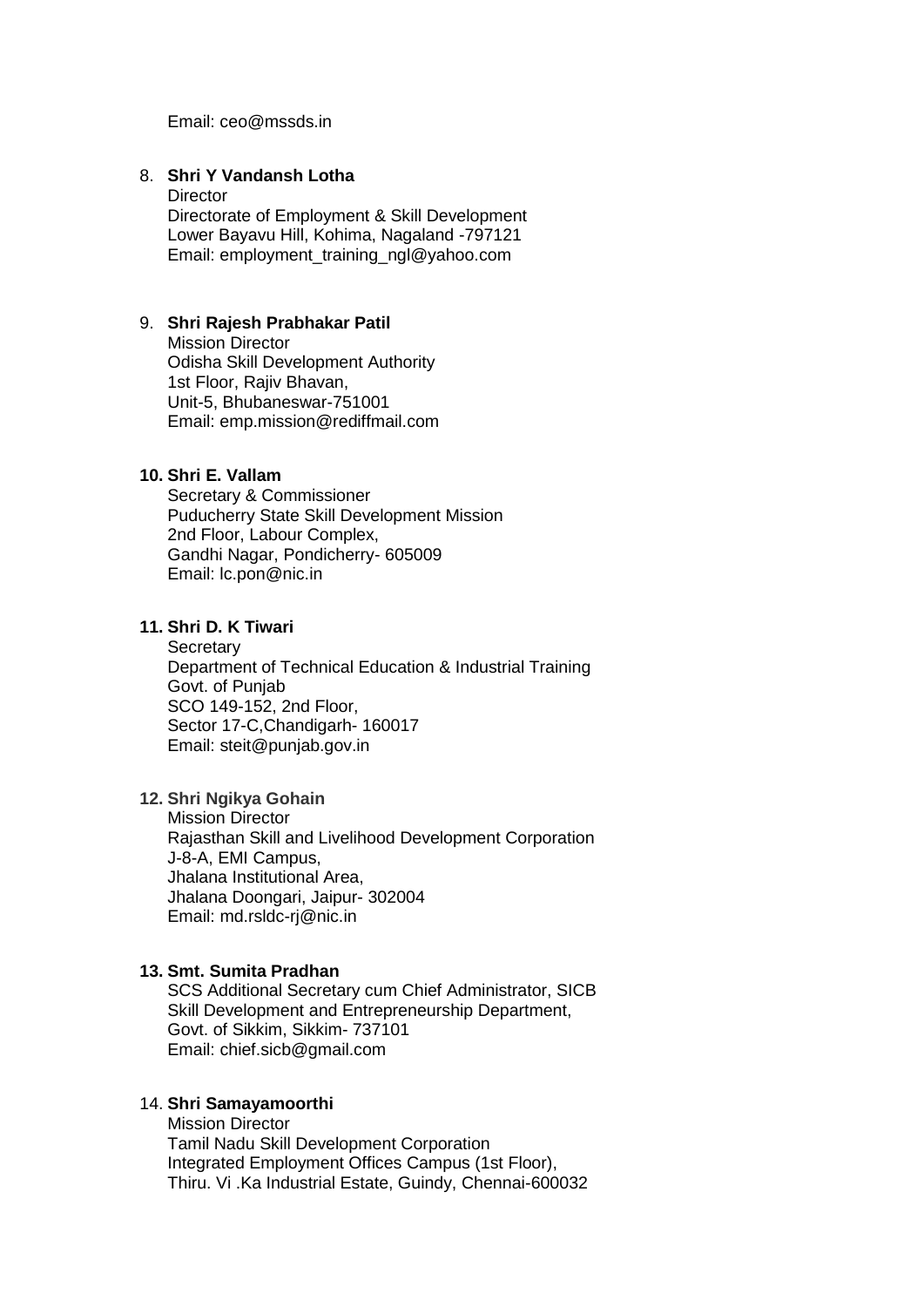Email: ceo@mssds.in

8. **Shri Y Vandansh Lotha**
   Director
   Directorate of Employment & Skill Development
   Lower Bayavu Hill, Kohima, Nagaland -797121
   Email: employment_training_ngl@yahoo.com

9. **Shri Rajesh Prabhakar Patil**
   Mission Director
   Odisha Skill Development Authority
   1st Floor, Rajiv Bhavan,
   Unit-5, Bhubaneswar-751001
   Email: emp.mission@rediffmail.com

10. **Shri E. Vallam**
    Secretary & Commissioner
    Puducherry State Skill Development Mission
    2nd Floor, Labour Complex,
    Gandhi Nagar, Pondicherry- 605009
    Email: lc.pon@nic.in

11. **Shri D. K Tiwari**
    Secretary
    Department of Technical Education & Industrial Training
    Govt. of Punjab
    SCO 149-152, 2nd Floor,
    Sector 17-C,Chandigarh- 160017
    Email: steit@punjab.gov.in

12. **Shri Ngikya Gohain**
    Mission Director
    Rajasthan Skill and Livelihood Development Corporation
    J-8-A, EMI Campus,
    Jhalana Institutional Area,
    Jhalana Doongari, Jaipur- 302004
    Email: md.rsldc-rj@nic.in

13. **Smt. Sumita Pradhan**
    SCS Additional Secretary cum Chief Administrator, SICB
    Skill Development and Entrepreneurship Department,
    Govt. of Sikkim, Sikkim- 737101
    Email: chief.sicb@gmail.com

14. **Shri Samayamoorthi**
    Mission Director
    Tamil Nadu Skill Development Corporation
    Integrated Employment Offices Campus (1st Floor),
    Thiru. Vi .Ka Industrial Estate, Guindy, Chennai-600032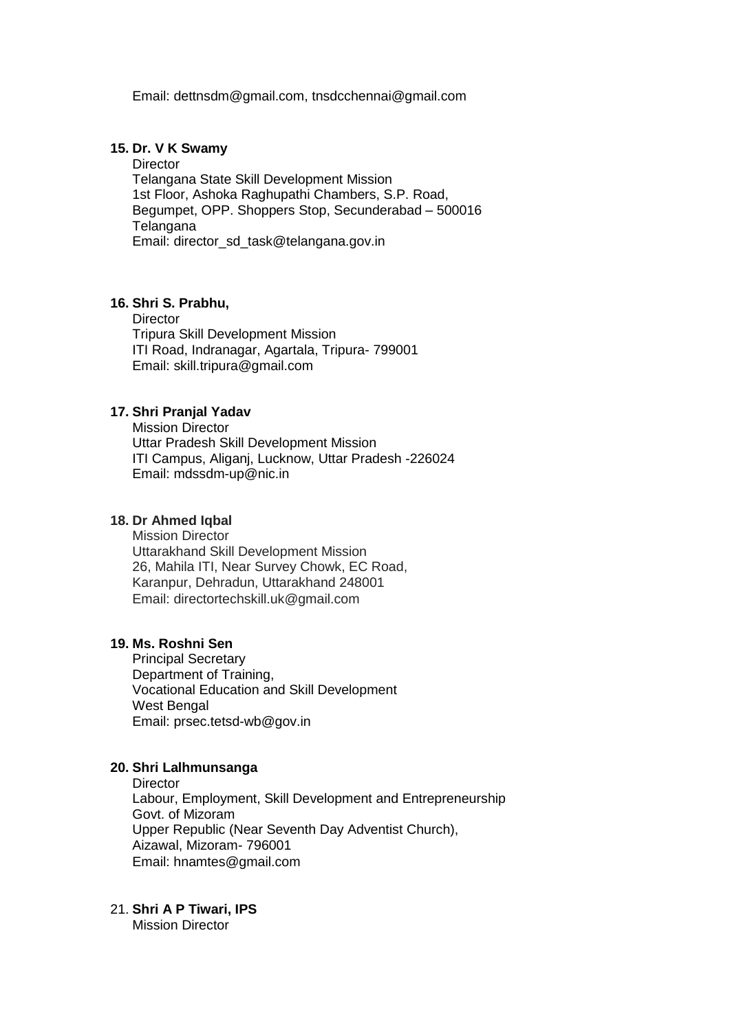Email: dettnsdm@gmail.com, tnsdcchennai@gmail.com

15. **Dr. V K Swamy**
    Director
    Telangana State Skill Development Mission
    1st Floor, Ashoka Raghupathi Chambers, S.P. Road,
    Begumpet, OPP. Shoppers Stop, Secunderabad – 500016
    Telangana
    Email: director_sd_task@telangana.gov.in

16. **Shri S. Prabhu,**
    Director
    Tripura Skill Development Mission
    ITI Road, Indranagar, Agartala, Tripura- 799001
    Email: skill.tripura@gmail.com

17. **Shri Pranjal Yadav**
    Mission Director
    Uttar Pradesh Skill Development Mission
    ITI Campus, Aliganj, Lucknow, Uttar Pradesh -226024
    Email: mdssdm-up@nic.in

18. **Dr Ahmed Iqbal**
    Mission Director
    Uttarakhand Skill Development Mission
    26, Mahila ITI, Near Survey Chowk, EC Road,
    Karanpur, Dehradun, Uttarakhand 248001
    Email: directortechskill.uk@gmail.com

19. **Ms. Roshni Sen**
    Principal Secretary
    Department of Training,
    Vocational Education and Skill Development
    West Bengal
    Email: prsec.tetsd-wb@gov.in

20. **Shri Lalhmunsanga**
    Director
    Labour, Employment, Skill Development and Entrepreneurship
    Govt. of Mizoram
    Upper Republic (Near Seventh Day Adventist Church),
    Aizawal, Mizoram- 796001
    Email: hnamtes@gmail.com

21. **Shri A P Tiwari, IPS**
    Mission Director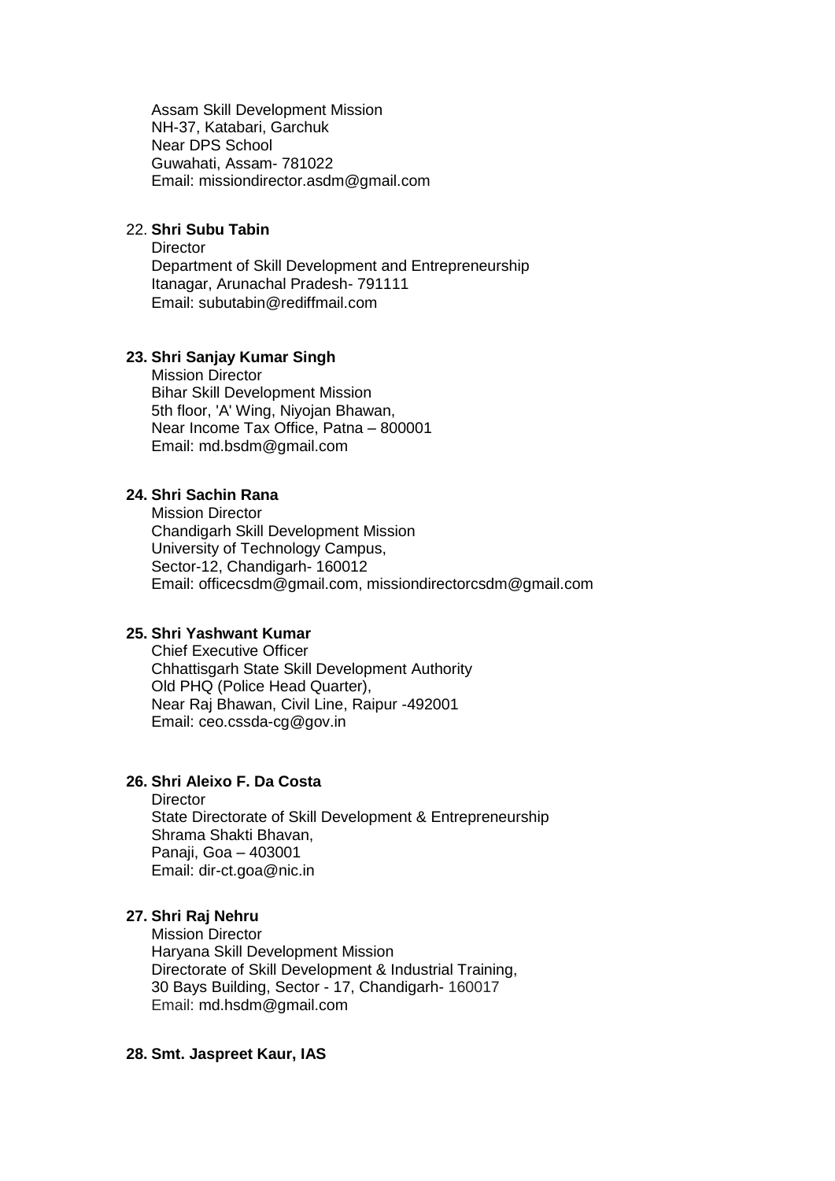Assam Skill Development Mission
NH-37, Katabari, Garchuk
Near DPS School
Guwahati, Assam- 781022
Email: missiondirector.asdm@gmail.com

22. **Shri Subu Tabin**
Director
Department of Skill Development and Entrepreneurship
Itanagar, Arunachal Pradesh- 791111
Email: subutabin@rediffmail.com

**23. Shri Sanjay Kumar Singh**
Mission Director
Bihar Skill Development Mission
5th floor, 'A' Wing, Niyojan Bhawan,
Near Income Tax Office, Patna – 800001
Email: md.bsdm@gmail.com

**24. Shri Sachin Rana**
Mission Director
Chandigarh Skill Development Mission
University of Technology Campus,
Sector-12, Chandigarh- 160012
Email: officecsdm@gmail.com, missiondirectorcsdm@gmail.com

**25. Shri Yashwant Kumar**
Chief Executive Officer
Chhattisgarh State Skill Development Authority
Old PHQ (Police Head Quarter),
Near Raj Bhawan, Civil Line, Raipur -492001
Email: ceo.cssda-cg@gov.in

**26. Shri Aleixo F. Da Costa**
Director
State Directorate of Skill Development & Entrepreneurship
Shrama Shakti Bhavan,
Panaji, Goa – 403001
Email: dir-ct.goa@nic.in

**27. Shri Raj Nehru**
Mission Director
Haryana Skill Development Mission
Directorate of Skill Development & Industrial Training,
30 Bays Building, Sector - 17, Chandigarh- 160017
Email: md.hsdm@gmail.com

**28. Smt. Jaspreet Kaur, IAS**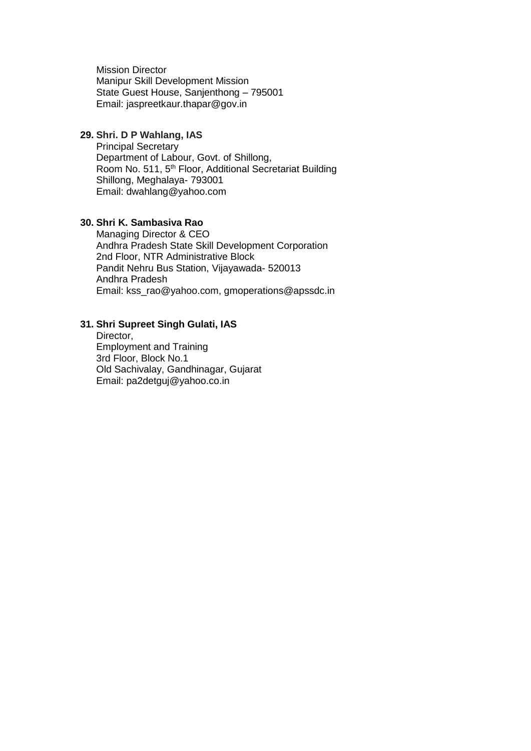Mission Director
Manipur Skill Development Mission
State Guest House, Sanjenthong – 795001
Email: jaspreetkaur.thapar@gov.in

29. **Shri. D P Wahlang, IAS**
    Principal Secretary
    Department of Labour, Govt. of Shillong,
    Room No. 511, 5th Floor, Additional Secretariat Building
    Shillong, Meghalaya- 793001
    Email: dwahlang@yahoo.com

30. **Shri K. Sambasiva Rao**
    Managing Director & CEO
    Andhra Pradesh State Skill Development Corporation
    2nd Floor, NTR Administrative Block
    Pandit Nehru Bus Station, Vijayawada- 520013
    Andhra Pradesh
    Email: kss_rao@yahoo.com, gmoperations@apssdc.in

31. **Shri Supreet Singh Gulati, IAS**
    Director,
    Employment and Training
    3rd Floor, Block No.1
    Old Sachivalay, Gandhinagar, Gujarat
    Email: pa2detguj@yahoo.co.in